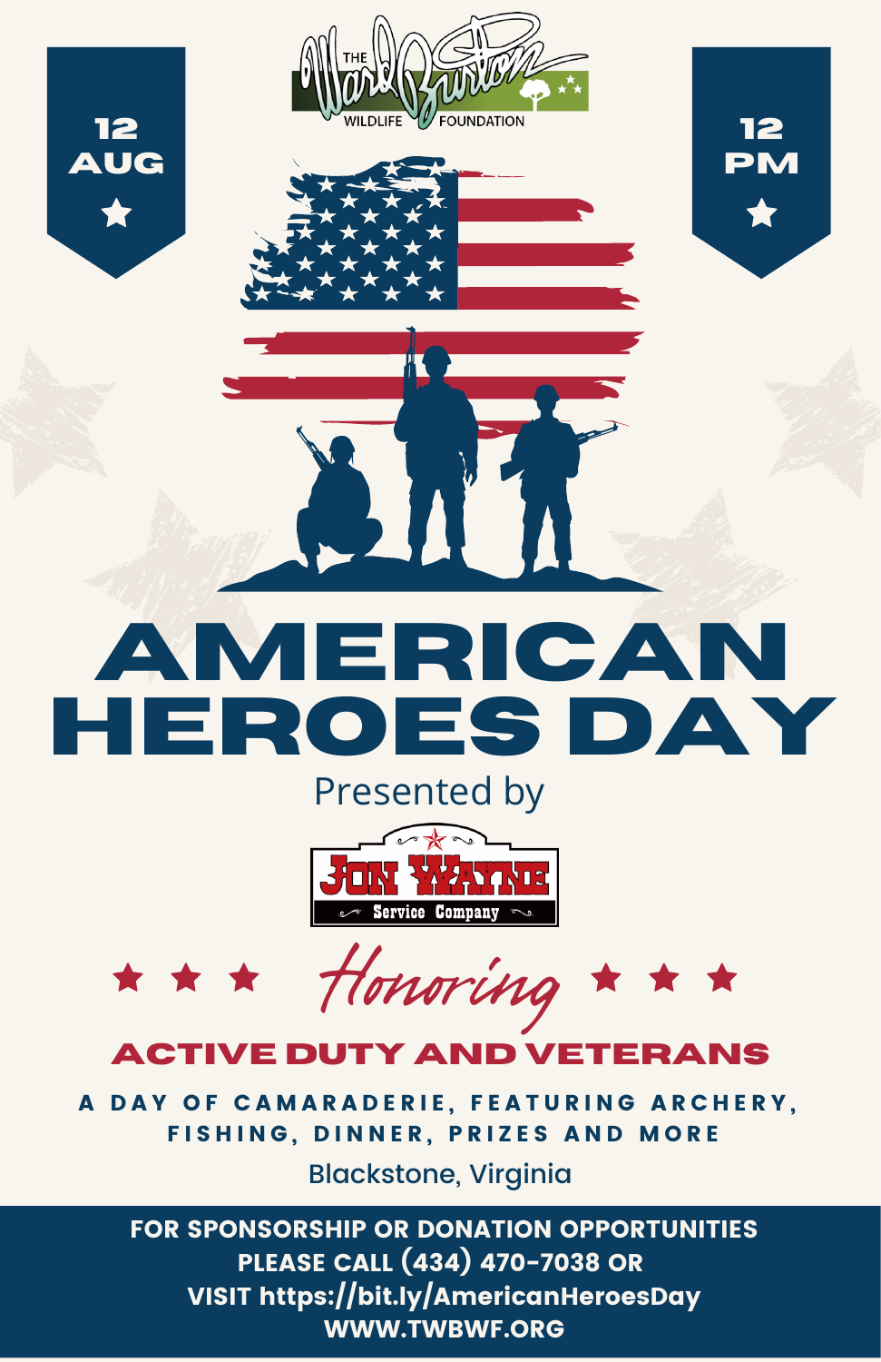THE Ward Burton WILDLIFE FOUNDATION

12 AUG ★

12 PM ★

# AMERICAN HEROES DAY

Presented by

JON WAYNE Service Company

★ ★ ★ *Honoring* ★ ★ ★

## ACTIVE DUTY AND VETERANS

A DAY OF CAMARADERIE, FEATURING ARCHERY, FISHING, DINNER, PRIZES AND MORE

Blackstone, Virginia

**FOR SPONSORSHIP OR DONATION OPPORTUNITIES PLEASE CALL (434) 470-7038 OR VISIT https://bit.ly/AmericanHeroesDay WWW.TWBWF.ORG**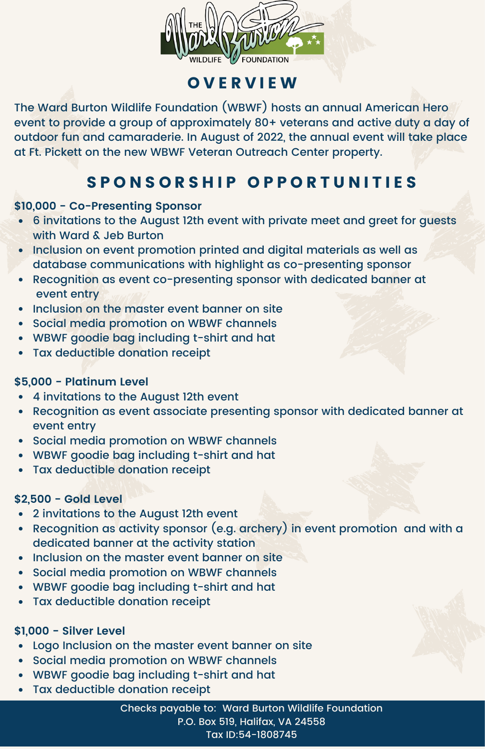THE Ward Burton WILDLIFE FOUNDATION

## OVERVIEW

The Ward Burton Wildlife Foundation (WBWF) hosts an annual American Hero event to provide a group of approximately 80+ veterans and active duty a day of outdoor fun and camaraderie. In August of 2022, the annual event will take place at Ft. Pickett on the new WBWF Veteran Outreach Center property.

## SPONSORSHIP OPPORTUNITIES

**$10,000 - Co-Presenting Sponsor**

- 6 invitations to the August 12th event with private meet and greet for guests with Ward & Jeb Burton
- Inclusion on event promotion printed and digital materials as well as database communications with highlight as co-presenting sponsor
- Recognition as event co-presenting sponsor with dedicated banner at event entry
- Inclusion on the master event banner on site
- Social media promotion on WBWF channels
- WBWF goodie bag including t-shirt and hat
- Tax deductible donation receipt

**$5,000 - Platinum Level**

- 4 invitations to the August 12th event
- Recognition as event associate presenting sponsor with dedicated banner at event entry
- Social media promotion on WBWF channels
- WBWF goodie bag including t-shirt and hat
- Tax deductible donation receipt

**$2,500 - Gold Level**

- 2 invitations to the August 12th event
- Recognition as activity sponsor (e.g. archery) in event promotion and with a dedicated banner at the activity station
- Inclusion on the master event banner on site
- Social media promotion on WBWF channels
- WBWF goodie bag including t-shirt and hat
- Tax deductible donation receipt

**$1,000 - Silver Level**

- Logo Inclusion on the master event banner on site
- Social media promotion on WBWF channels
- WBWF goodie bag including t-shirt and hat
- Tax deductible donation receipt

Checks payable to: Ward Burton Wildlife Foundation
P.O. Box 519, Halifax, VA 24558
Tax ID:54-1808745